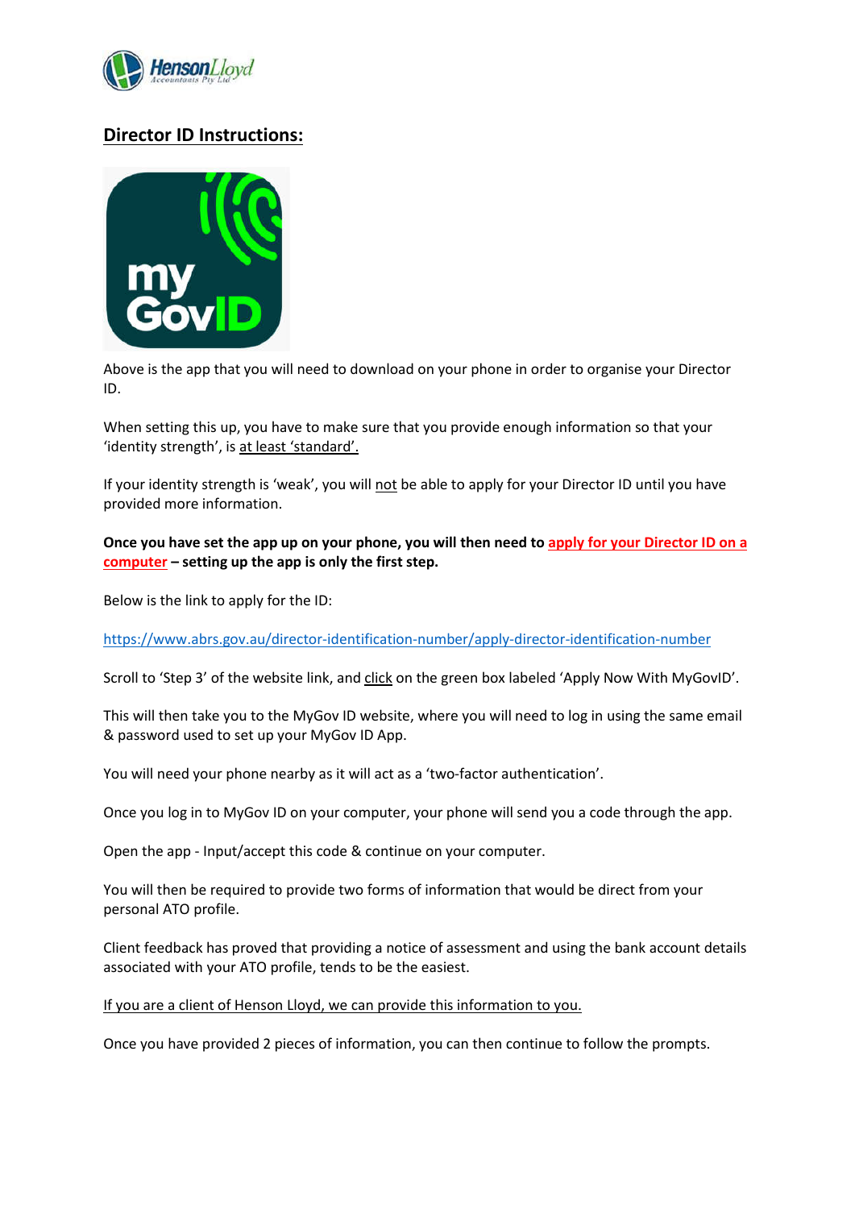## Director ID Instructions:

Above is the app that you will need to download on your phone in order to organise your Director ID.

When setting this up, you have to make sure that you provide enough information so that your 'identity strength', is at least 'standard'.

If your identity strength is 'weak', you will not be able to apply for your Director ID until you have provided more information.

**Once you have set the app up on your phone, you will then need to apply for your Director ID on a computer – setting up the app is only the first step.**

Below is the link to apply for the ID:

https://www.abrs.gov.au/director-identification-number/apply-director-identification-number

Scroll to 'Step 3' of the website link, and click on the green box labeled 'Apply Now With MyGovID'.

This will then take you to the MyGov ID website, where you will need to log in using the same email & password used to set up your MyGov ID App.

You will need your phone nearby as it will act as a 'two-factor authentication'.

Once you log in to MyGov ID on your computer, your phone will send you a code through the app.

Open the app - Input/accept this code & continue on your computer.

You will then be required to provide two forms of information that would be direct from your personal ATO profile.

Client feedback has proved that providing a notice of assessment and using the bank account details associated with your ATO profile, tends to be the easiest.

If you are a client of Henson Lloyd, we can provide this information to you.

Once you have provided 2 pieces of information, you can then continue to follow the prompts.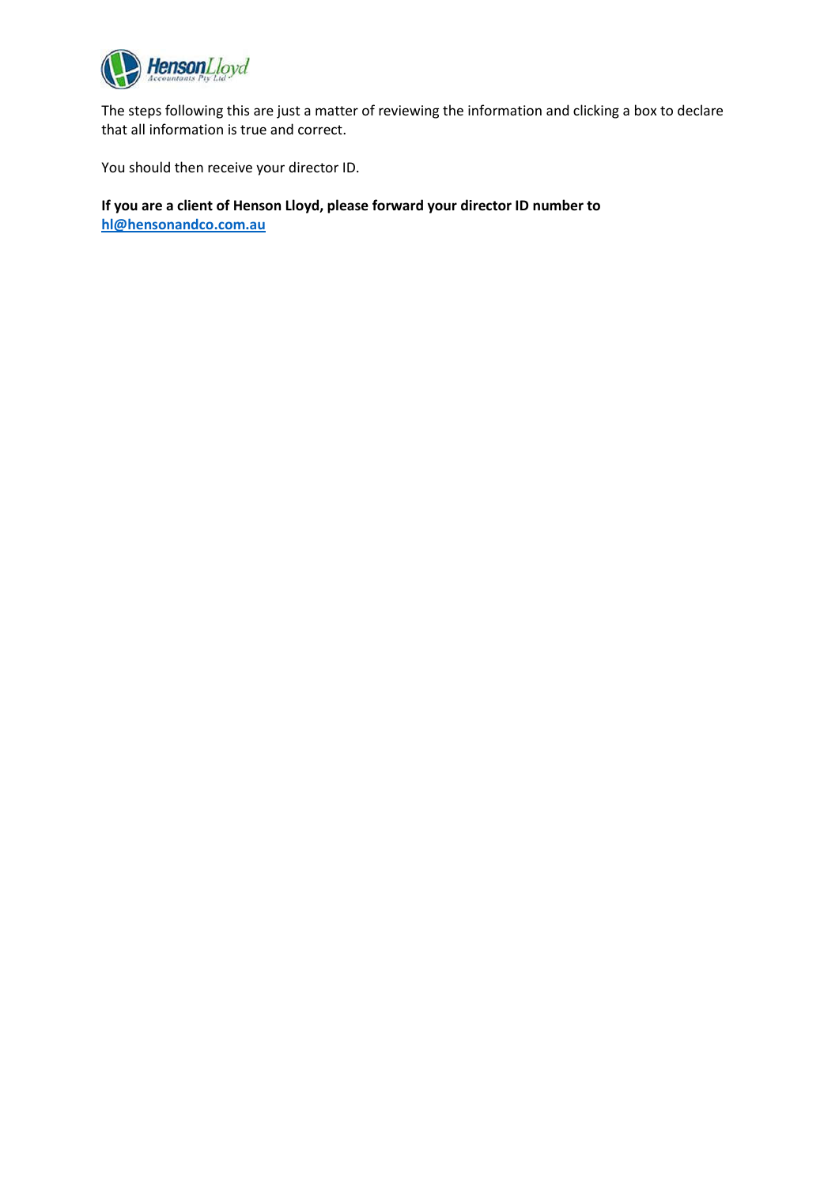The steps following this are just a matter of reviewing the information and clicking a box to declare that all information is true and correct.

You should then receive your director ID.

**If you are a client of Henson Lloyd, please forward your director ID number to [hl@hensonandco.com.au](mailto:hl@hensonandco.com.au)**